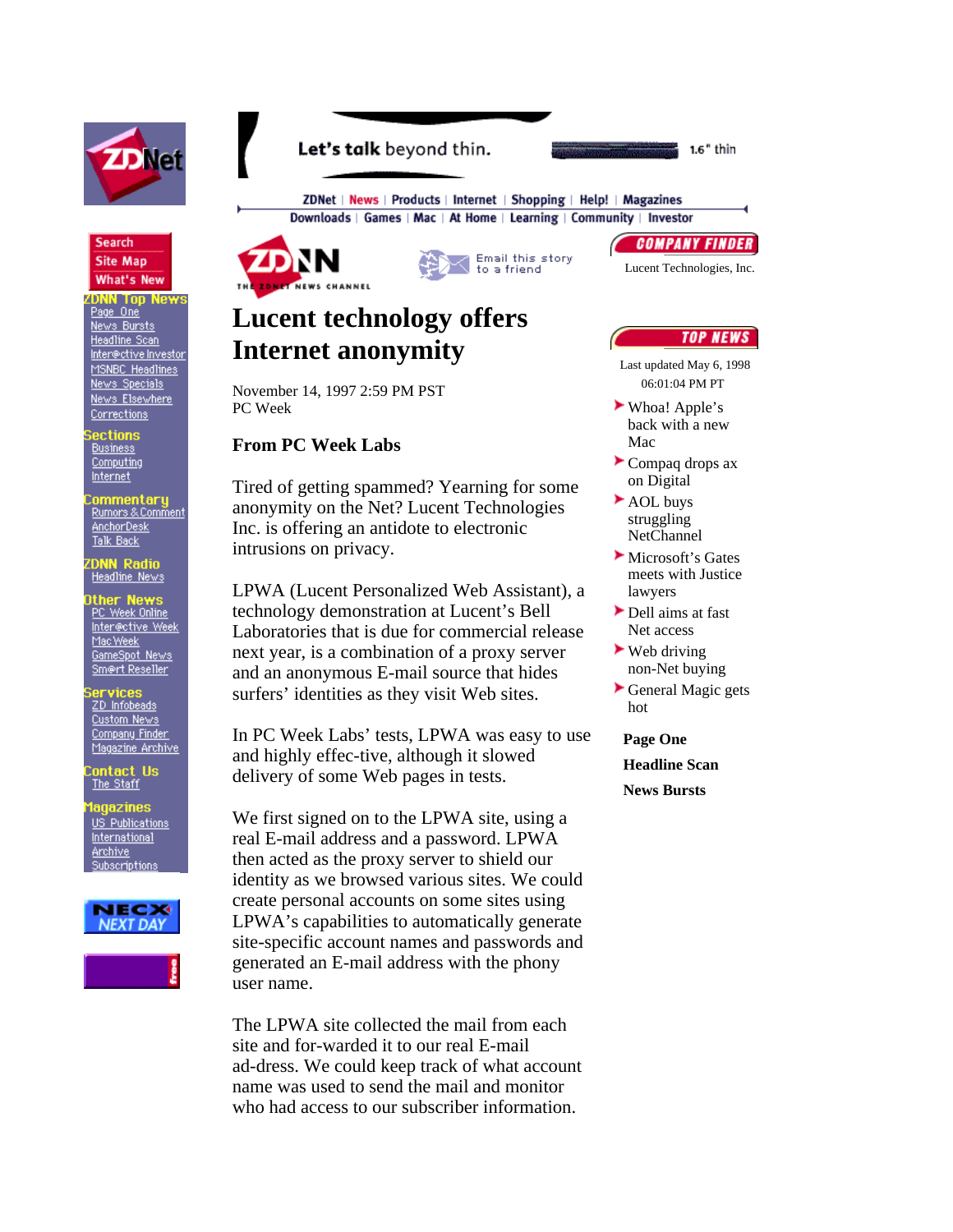Let's talk beyond thin. 1.6" thin

ZDNet | News | Products | Internet | Shopping | Help! | Magazines
Downloads | Games | Mac | At Home | Learning | Community | Investor

Search
Site Map
What's New

**ZDNN Top News**
- Page One
- News Bursts
- Headline Scan
- Inter@ctive Investor
- MSNBC Headlines
- News Specials
- News Elsewhere
- Corrections

**Sections**
- Business
- Computing
- Internet

**Commentary**
- Rumors & Comment
- AnchorDesk
- Talk Back

**ZDNN Radio**
- Headline News

**Other News**
- PC Week Online
- Inter@ctive Week
- MacWeek
- GameSpot News
- Sm@rt Reseller

**Services**
- ZD Infobeads
- Custom News
- Company Finder
- Magazine Archive

**Contact Us**
- The Staff

**Magazines**
- US Publications
- International
- Archive
- Subscriptions

ZDNN THE ZDNET NEWS CHANNEL

Email this story to a friend

# Lucent technology offers Internet anonymity

November 14, 1997 2:59 PM PST
PC Week

**From PC Week Labs**

Tired of getting spammed? Yearning for some anonymity on the Net? Lucent Technologies Inc. is offering an antidote to electronic intrusions on privacy.

LPWA (Lucent Personalized Web Assistant), a technology demonstration at Lucent's Bell Laboratories that is due for commercial release next year, is a combination of a proxy server and an anonymous E-mail source that hides surfers' identities as they visit Web sites.

In PC Week Labs' tests, LPWA was easy to use and highly effec-tive, although it slowed delivery of some Web pages in tests.

We first signed on to the LPWA site, using a real E-mail address and a password. LPWA then acted as the proxy server to shield our identity as we browsed various sites. We could create personal accounts on some sites using LPWA's capabilities to automatically generate site-specific account names and passwords and generated an E-mail address with the phony user name.

The LPWA site collected the mail from each site and for-warded it to our real E-mail ad-dress. We could keep track of what account name was used to send the mail and monitor who had access to our subscriber information.

**COMPANY FINDER**

Lucent Technologies, Inc.

**TOP NEWS**

Last updated May 6, 1998 06:01:04 PM PT

- Whoa! Apple's back with a new Mac
- Compaq drops ax on Digital
- AOL buys struggling NetChannel
- Microsoft's Gates meets with Justice lawyers
- Dell aims at fast Net access
- Web driving non-Net buying
- General Magic gets hot

**Page One**

**Headline Scan**

**News Bursts**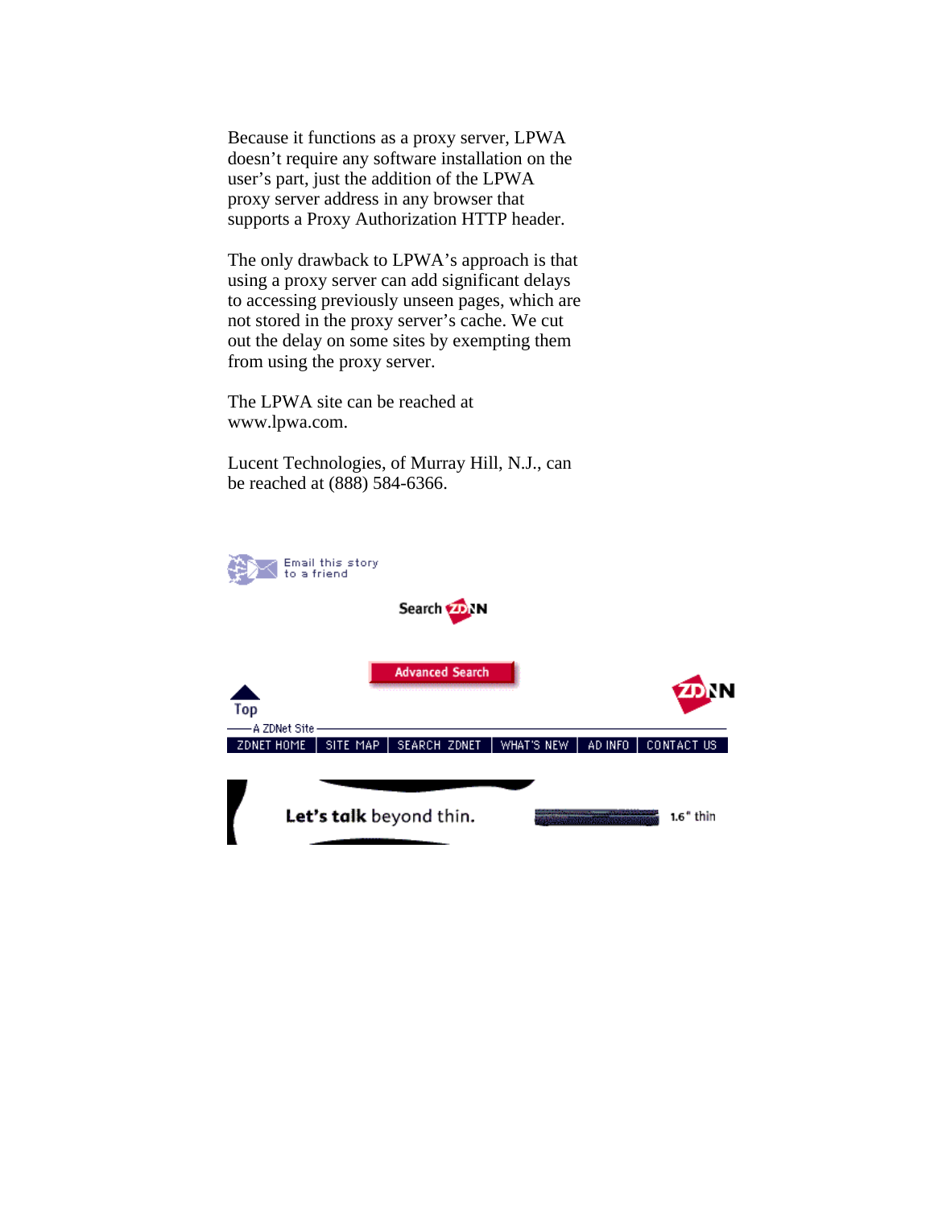Because it functions as a proxy server, LPWA doesn't require any software installation on the user's part, just the addition of the LPWA proxy server address in any browser that supports a Proxy Authorization HTTP header.

The only drawback to LPWA's approach is that using a proxy server can add significant delays to accessing previously unseen pages, which are not stored in the proxy server's cache. We cut out the delay on some sites by exempting them from using the proxy server.

The LPWA site can be reached at www.lpwa.com.

Lucent Technologies, of Murray Hill, N.J., can be reached at (888) 584-6366.

Email this story to a friend

Search ZDNN

Advanced Search

Top

A ZDNet Site

ZDNET HOME | SITE MAP | SEARCH ZDNET | WHAT'S NEW | AD INFO | CONTACT US

Let's talk beyond thin. 1.6" thin